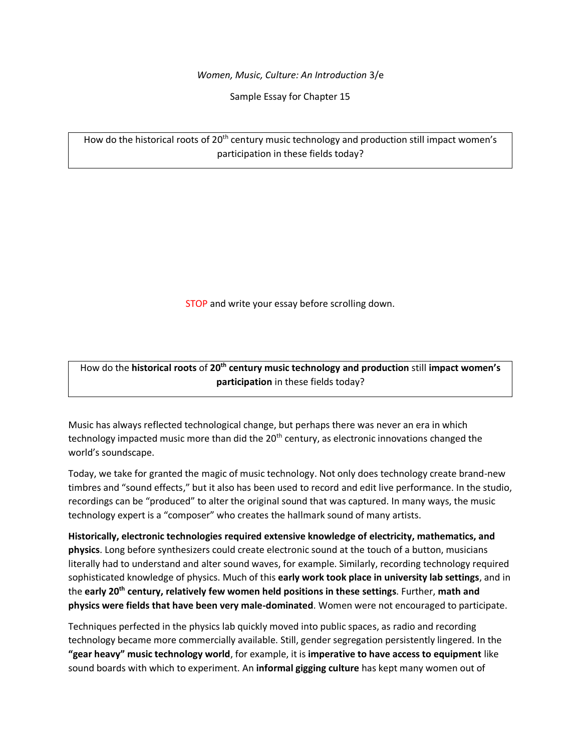*Women, Music, Culture: An Introduction* 3/e

Sample Essay for Chapter 15

> How do the historical roots of 20th century music technology and production still impact women's participation in these fields today?

STOP and write your essay before scrolling down.

> How do the **historical roots** of **20th century music technology and production** still **impact women's participation** in these fields today?

Music has always reflected technological change, but perhaps there was never an era in which technology impacted music more than did the 20th century, as electronic innovations changed the world's soundscape.

Today, we take for granted the magic of music technology. Not only does technology create brand-new timbres and "sound effects," but it also has been used to record and edit live performance. In the studio, recordings can be "produced" to alter the original sound that was captured. In many ways, the music technology expert is a "composer" who creates the hallmark sound of many artists.

**Historically, electronic technologies required extensive knowledge of electricity, mathematics, and physics**. Long before synthesizers could create electronic sound at the touch of a button, musicians literally had to understand and alter sound waves, for example. Similarly, recording technology required sophisticated knowledge of physics. Much of this **early work took place in university lab settings**, and in the **early 20th century, relatively few women held positions in these settings**. Further, **math and physics were fields that have been very male-dominated**. Women were not encouraged to participate.

Techniques perfected in the physics lab quickly moved into public spaces, as radio and recording technology became more commercially available. Still, gender segregation persistently lingered. In the **"gear heavy" music technology world**, for example, it is **imperative to have access to equipment** like sound boards with which to experiment. An **informal gigging culture** has kept many women out of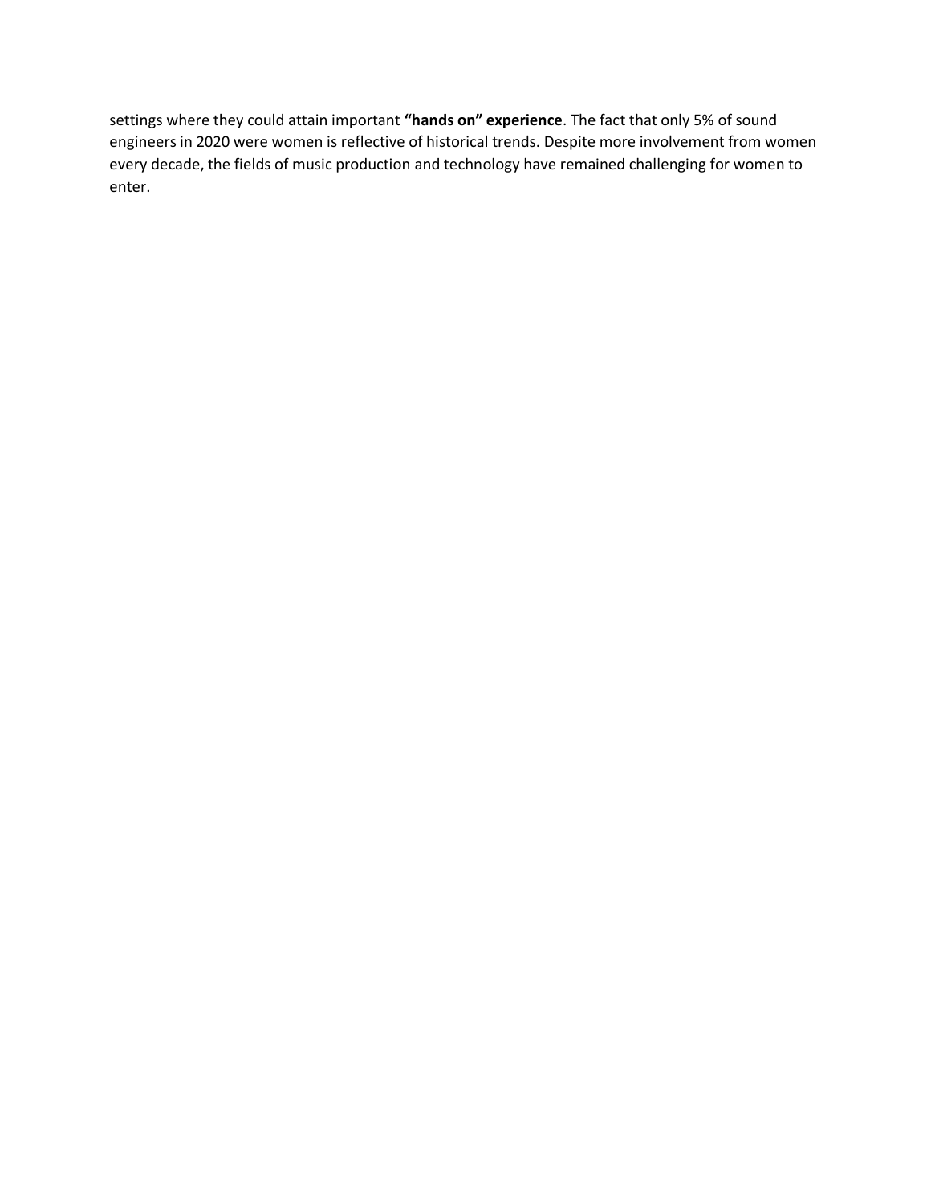settings where they could attain important **“hands on” experience**. The fact that only 5% of sound engineers in 2020 were women is reflective of historical trends. Despite more involvement from women every decade, the fields of music production and technology have remained challenging for women to enter.